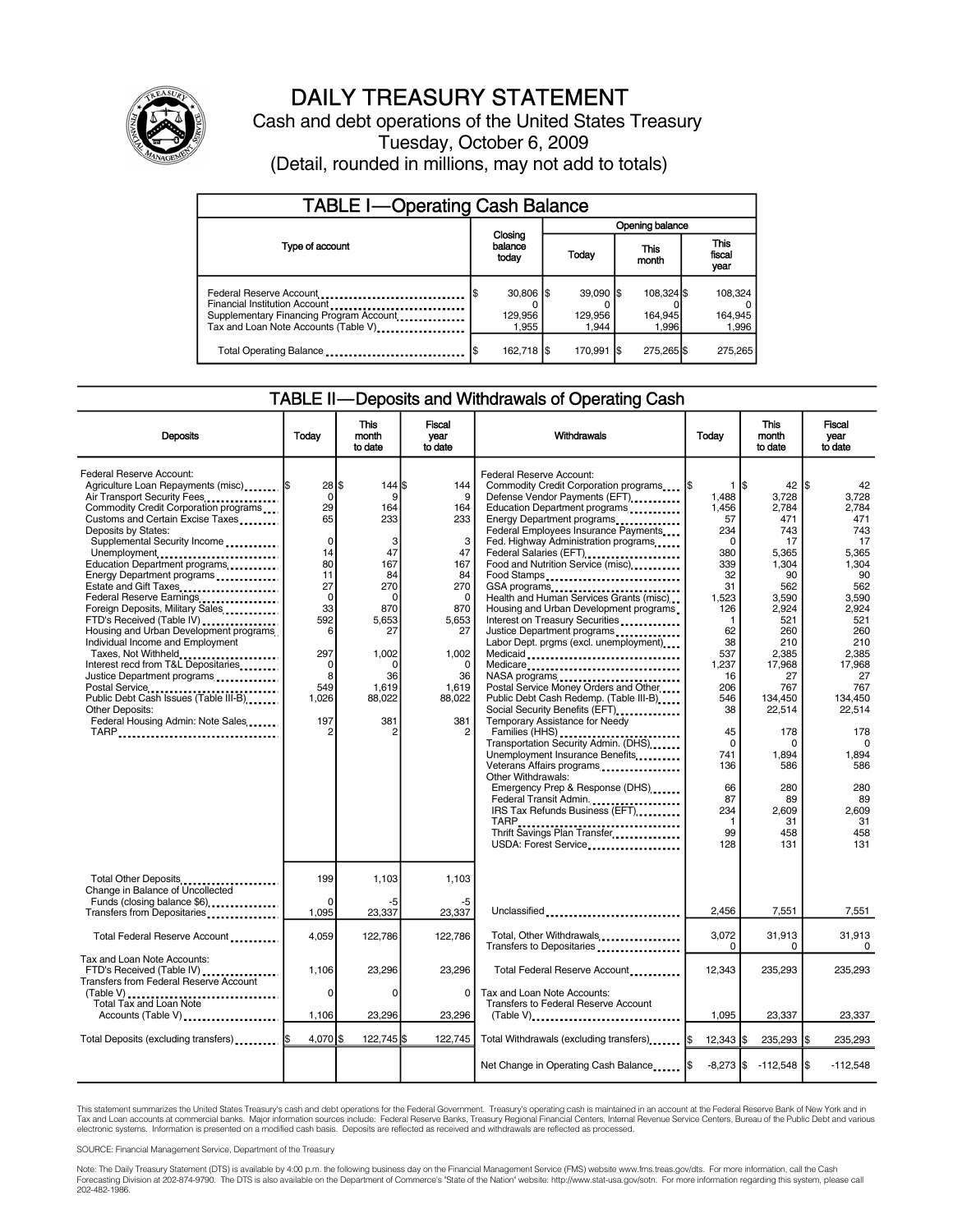# DAILY TREASURY STATEMENT

Cash and debt operations of the United States Treasury

Tuesday, October 6, 2009

(Detail, rounded in millions, may not add to totals)

## TABLE I—Operating Cash Balance

| Type of account | Closing balance today | Opening balance Today | Opening balance This month | Opening balance This fiscal year |
|---|---|---|---|---|
| Federal Reserve Account | $ 30,806 | $ 39,090 | $ 108,324 | $ 108,324 |
| Financial Institution Account | 0 | 0 | 0 | 0 |
| Supplementary Financing Program Account | 129,956 | 129,956 | 164,945 | 164,945 |
| Tax and Loan Note Accounts (Table V) | 1,955 | 1,944 | 1,996 | 1,996 |
| Total Operating Balance | $ 162,718 | $ 170,991 | $ 275,265 | $ 275,265 |

## TABLE II—Deposits and Withdrawals of Operating Cash

| Deposits | Today | This month to date | Fiscal year to date |
|---|---|---|---|
| Federal Reserve Account: | | | |
| Agriculture Loan Repayments (misc) | $ 28 | $ 144 | $ 144 |
| Air Transport Security Fees | 0 | 9 | 9 |
| Commodity Credit Corporation programs | 29 | 164 | 164 |
| Customs and Certain Excise Taxes | 65 | 233 | 233 |
| Deposits by States: | | | |
| Supplemental Security Income | 0 | 3 | 3 |
| Unemployment | 14 | 47 | 47 |
| Education Department programs | 80 | 167 | 167 |
| Energy Department programs | 11 | 84 | 84 |
| Estate and Gift Taxes | 27 | 270 | 270 |
| Federal Reserve Earnings | 0 | 0 | 0 |
| Foreign Deposits, Military Sales | 33 | 870 | 870 |
| FTD's Received (Table IV) | 592 | 5,653 | 5,653 |
| Housing and Urban Development programs | 6 | 27 | 27 |
| Individual Income and Employment Taxes, Not Withheld | 297 | 1,002 | 1,002 |
| Interest recd from T&L Depositaries | 0 | 0 | 0 |
| Justice Department programs | 8 | 36 | 36 |
| Postal Service | 549 | 1,619 | 1,619 |
| Public Debt Cash Issues (Table III-B) | 1,026 | 88,022 | 88,022 |
| Other Deposits: | | | |
| Federal Housing Admin: Note Sales | 197 | 381 | 381 |
| TARP | 2 | 2 | 2 |
| Total Other Deposits | 199 | 1,103 | 1,103 |
| Change in Balance of Uncollected Funds (closing balance $6) | 0 | -5 | -5 |
| Transfers from Depositaries | 1,095 | 23,337 | 23,337 |
| Total Federal Reserve Account | 4,059 | 122,786 | 122,786 |
| Tax and Loan Note Accounts: | | | |
| FTD's Received (Table IV) | 1,106 | 23,296 | 23,296 |
| Transfers from Federal Reserve Account (Table V) | 0 | 0 | 0 |
| Total Tax and Loan Note Accounts (Table V) | 1,106 | 23,296 | 23,296 |
| Total Deposits (excluding transfers) | $ 4,070 | $ 122,745 | $ 122,745 |

| Withdrawals | Today | This month to date | Fiscal year to date |
|---|---|---|---|
| Federal Reserve Account: | | | |
| Commodity Credit Corporation programs | $ 1 | $ 42 | $ 42 |
| Defense Vendor Payments (EFT) | 1,488 | 3,728 | 3,728 |
| Education Department programs | 1,456 | 2,784 | 2,784 |
| Energy Department programs | 57 | 471 | 471 |
| Federal Employees Insurance Payments | 234 | 743 | 743 |
| Fed. Highway Administration programs | 0 | 17 | 17 |
| Federal Salaries (EFT) | 380 | 5,365 | 5,365 |
| Food and Nutrition Service (misc) | 339 | 1,304 | 1,304 |
| Food Stamps | 32 | 90 | 90 |
| GSA programs | 31 | 562 | 562 |
| Health and Human Services Grants (misc) | 1,523 | 3,590 | 3,590 |
| Housing and Urban Development programs | 126 | 2,924 | 2,924 |
| Interest on Treasury Securities | 1 | 521 | 521 |
| Justice Department programs | 62 | 260 | 260 |
| Labor Dept. prgms (excl. unemployment) | 38 | 210 | 210 |
| Medicaid | 537 | 2,385 | 2,385 |
| Medicare | 1,237 | 17,968 | 17,968 |
| NASA programs | 16 | 27 | 27 |
| Postal Service Money Orders and Other | 206 | 767 | 767 |
| Public Debt Cash Redemp. (Table III-B) | 546 | 134,450 | 134,450 |
| Social Security Benefits (EFT) | 38 | 22,514 | 22,514 |
| Temporary Assistance for Needy Families (HHS) | 45 | 178 | 178 |
| Transportation Security Admin. (DHS) | 0 | 0 | 0 |
| Unemployment Insurance Benefits | 741 | 1,894 | 1,894 |
| Veterans Affairs programs | 136 | 586 | 586 |
| Other Withdrawals: | | | |
| Emergency Prep & Response (DHS) | 66 | 280 | 280 |
| Federal Transit Admin. | 87 | 89 | 89 |
| IRS Tax Refunds Business (EFT) | 234 | 2,609 | 2,609 |
| TARP | 1 | 31 | 31 |
| Thrift Savings Plan Transfer | 99 | 458 | 458 |
| USDA: Forest Service | 128 | 131 | 131 |
| Unclassified | 2,456 | 7,551 | 7,551 |
| Total, Other Withdrawals | 3,072 | 31,913 | 31,913 |
| Transfers to Depositaries | 0 | 0 | 0 |
| Total Federal Reserve Account | 12,343 | 235,293 | 235,293 |
| Tax and Loan Note Accounts: | | | |
| Transfers to Federal Reserve Account (Table V) | 1,095 | 23,337 | 23,337 |
| Total Withdrawals (excluding transfers) | $ 12,343 | $ 235,293 | $ 235,293 |
| Net Change in Operating Cash Balance | $ -8,273 | $ -112,548 | $ -112,548 |

This statement summarizes the United States Treasury's cash and debt operations for the Federal Government. Treasury's operating cash is maintained in an account at the Federal Reserve Bank of New York and in Tax and Loan accounts at commercial banks. Major information sources include: Federal Reserve Banks, Treasury Regional Financial Centers, Internal Revenue Service Centers, Bureau of the Public Debt and various electronic systems. Information is presented on a modified cash basis. Deposits are reflected as received and withdrawals are reflected as processed.

SOURCE: Financial Management Service, Department of the Treasury

Note: The Daily Treasury Statement (DTS) is available by 4:00 p.m. the following business day on the Financial Management Service (FMS) website www.fms.treas.gov/dts. For more information, call the Cash Forecasting Division at 202-874-9790. The DTS is also available on the Department of Commerce's "State of the Nation" website: http://www.stat-usa.gov/sotn. For more information regarding this system, please call 202-482-1986.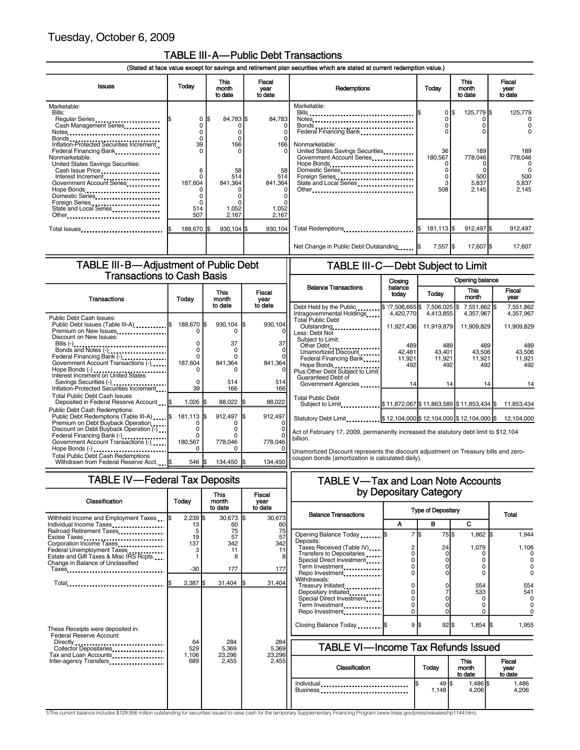Tuesday, October 6, 2009

## TABLE III-A—Public Debt Transactions

(Stated at face value except for savings and retirement plan securities which are stated at current redemption value.)

| Issues | Today | This month to date | Fiscal year to date |
|---|---|---|---|
| Marketable: | | | |
| Bills: | | | |
| Regular Series | $ 0 | $ 84,783 | $ 84,783 |
| Cash Management Series | 0 | 0 | 0 |
| Notes | 0 | 0 | 0 |
| Bonds | 0 | 0 | 0 |
| Inflation-Protected Securities Increment | 39 | 166 | 166 |
| Federal Financing Bank | 0 | 0 | 0 |
| Nonmarketable: | | | |
| United States Savings Securities: | | | |
| Cash Issue Price | 6 | 58 | 58 |
| Interest Increment | 0 | 514 | 514 |
| Government Account Series | 187,604 | 841,364 | 841,364 |
| Hope Bonds | 0 | 0 | 0 |
| Domestic Series | 0 | 0 | 0 |
| Foreign Series | 0 | 0 | 0 |
| State and Local Series | 514 | 1,052 | 1,052 |
| Other | 507 | 2,167 | 2,167 |
| Total Issues | $ 188,670 | $ 930,104 | $ 930,104 |

| Redemptions | Today | This month to date | Fiscal year to date |
|---|---|---|---|
| Marketable: | | | |
| Bills | $ 0 | $ 125,779 | $ 125,779 |
| Notes | 0 | 0 | 0 |
| Bonds | 0 | 0 | 0 |
| Federal Financing Bank | 0 | 0 | 0 |
| Nonmarketable: | | | |
| United States Savings Securities | 36 | 189 | 189 |
| Government Account Series | 180,567 | 778,046 | 778,046 |
| Hope Bonds | 0 | 0 | 0 |
| Domestic Series | 0 | 0 | 0 |
| Foreign Series | 0 | 500 | 500 |
| State and Local Series | 3 | 5,837 | 5,837 |
| Other | 508 | 2,145 | 2,145 |
| Total Redemptions | $ 181,113 | $ 912,497 | $ 912,497 |
| Net Change in Public Debt Outstanding | $ 7,557 | $ 17,607 | $ 17,607 |

## TABLE III-B—Adjustment of Public Debt Transactions to Cash Basis

| Transactions | Today | This month to date | Fiscal year to date |
|---|---|---|---|
| Public Debt Cash Issues: | | | |
| Public Debt Issues (Table III-A) | $ 188,670 | $ 930,104 | $ 930,104 |
| Premium on New Issues | 0 | 0 | 0 |
| Discount on New Issues: | | | |
| Bills (-) | 0 | 37 | 37 |
| Bonds and Notes (-) | 0 | 0 | 0 |
| Federal Financing Bank (-) | 0 | 0 | 0 |
| Government Account Transactions (-) | 187,604 | 841,364 | 841,364 |
| Hope Bonds (-) | 0 | 0 | 0 |
| Interest Increment on United States Savings Securities (-) | 0 | 514 | 514 |
| Inflation-Protected Securities Increment | 39 | 166 | 166 |
| Total Public Debt Cash Issues Deposited in Federal Reserve Account | $ 1,026 | $ 88,022 | $ 88,022 |
| Public Debt Cash Redemptions: | | | |
| Public Debt Redemptions (Table III-A) | $ 181,113 | $ 912,497 | $ 912,497 |
| Premium on Debt Buyback Operation | 0 | 0 | 0 |
| Discount on Debt Buyback Operation (-) | 0 | 0 | 0 |
| Federal Financing Bank (-) | 0 | 0 | 0 |
| Government Account Transactions (-) | 180,567 | 778,046 | 778,046 |
| Hope Bonds (-) | 0 | 0 | 0 |
| Total Public Debt Cash Redemptions Withdrawn from Federal Reserve Acct. | $ 546 | $ 134,450 | $ 134,450 |

## TABLE III-C—Debt Subject to Limit

| Balance Transactions | Closing balance today | Opening balance Today | Opening balance This month | Opening balance Fiscal year |
|---|---|---|---|---|
| Debt Held by the Public | $ [1]7,506,665 | $ 7,506,025 | $ 7,551,862 | $ 7,551,862 |
| Intragovernmental Holdings | 4,420,770 | 4,413,855 | 4,357,967 | 4,357,967 |
| Total Public Debt Outstanding | 11,927,436 | 11,919,879 | 11,909,829 | 11,909,829 |
| Less: Debt Not Subject to Limit: | | | | |
| Other Debt | 489 | 489 | 489 | 489 |
| Unamortized Discount | 42,481 | 43,401 | 43,506 | 43,506 |
| Federal Financing Bank | 11,921 | 11,921 | 11,921 | 11,921 |
| Hope Bonds | 492 | 492 | 492 | 492 |
| Plus: Other Debt Subject to Limit | | | | |
| Guaranteed Debt of Government Agencies | 14 | 14 | 14 | 14 |
| Total Public Debt Subject to Limit | $ 11,872,067 | $ 11,863,589 | $ 11,853,434 | $ 11,853,434 |
| Statutory Debt Limit | $ 12,104,000 | $ 12,104,000 | $ 12,104,000 | $ 12,104,000 |

Act of February 17, 2009, permanently increased the statutory debt limit to $12,104 billion.

Unamortized Discount represents the discount adjustment on Treasury bills and zero-coupon bonds (amortization is calculated daily).

## TABLE IV—Federal Tax Deposits

| Classification | Today | This month to date | Fiscal year to date |
|---|---|---|---|
| Withheld Income and Employment Taxes | $ 2,239 | $ 30,673 | $ 30,673 |
| Individual Income Taxes | 13 | 60 | 60 |
| Railroad Retirement Taxes | 5 | 75 | 75 |
| Excise Taxes | 19 | 57 | 57 |
| Corporation Income Taxes | 137 | 342 | 342 |
| Federal Unemployment Taxes | 3 | 11 | 11 |
| Estate and Gift Taxes & Misc IRS Rcpts. | 1 | 8 | 8 |
| Change in Balance of Unclassified Taxes | -30 | 177 | 177 |
| Total | $ 2,387 | $ 31,404 | $ 31,404 |
| These Receipts were deposited in: | | | |
| Federal Reserve Account: | | | |
| Directly | 64 | 284 | 284 |
| Collector Depositaries | 529 | 5,369 | 5,369 |
| Tax and Loan Accounts | 1,106 | 23,296 | 23,296 |
| Inter-agency Transfers | 689 | 2,455 | 2,455 |

## TABLE V—Tax and Loan Note Accounts by Depositary Category

| Balance Transactions | Type of Depositary A | Type of Depositary B | Type of Depositary C | Total |
|---|---|---|---|---|
| Opening Balance Today | $ 7 | $ 75 | $ 1,862 | $ 1,944 |
| Deposits: | | | | |
| Taxes Received (Table IV) | 2 | 24 | 1,079 | 1,106 |
| Transfers to Depositaries | 0 | 0 | 0 | 0 |
| Special Direct Investment | 0 | 0 | 0 | 0 |
| Term Investment | 0 | 0 | 0 | 0 |
| Repo Investment | 0 | 0 | 0 | 0 |
| Withdrawals: | | | | |
| Treasury Initiated | 0 | 0 | 554 | 554 |
| Depositary Initiated | 0 | 7 | 533 | 541 |
| Special Direct Investment | 0 | 0 | 0 | 0 |
| Term Investment | 0 | 0 | 0 | 0 |
| Repo Investment | 0 | 0 | 0 | 0 |
| Closing Balance Today | $ 9 | $ 92 | $ 1,854 | $ 1,955 |

## TABLE VI—Income Tax Refunds Issued

| Classification | Today | This month to date | Fiscal year to date |
|---|---|---|---|
| Individual | $ 49 | $ 1,486 | $ 1,486 |
| Business | 1,148 | 4,206 | 4,206 |

1/The current balance includes $129,956 million outstanding for securities issued to raise cash for the temporary Supplementary Financing Program (www.treas.gov/press/releases/hp1144.htm).